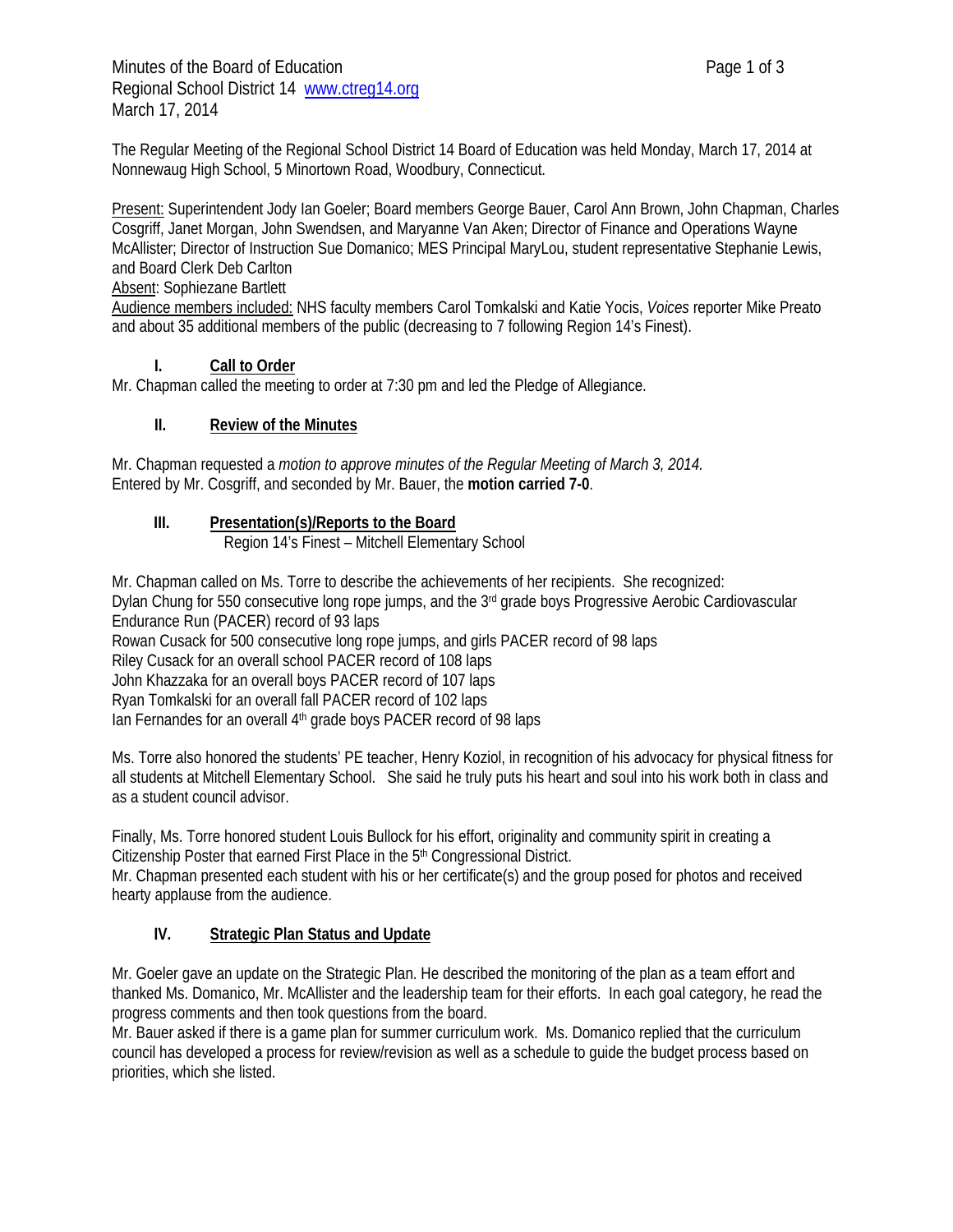Minutes of the Board of Education
Regional School District 14 www.ctreg14.org
March 17, 2014

The Regular Meeting of the Regional School District 14 Board of Education was held Monday, March 17, 2014 at Nonnewaug High School, 5 Minortown Road, Woodbury, Connecticut.

Present: Superintendent Jody Ian Goeler; Board members George Bauer, Carol Ann Brown, John Chapman, Charles Cosgriff, Janet Morgan, John Swendsen, and Maryanne Van Aken; Director of Finance and Operations Wayne McAllister; Director of Instruction Sue Domanico; MES Principal MaryLou, student representative Stephanie Lewis, and Board Clerk Deb Carlton
Absent: Sophiezane Bartlett
Audience members included: NHS faculty members Carol Tomkalski and Katie Yocis, *Voices* reporter Mike Preato and about 35 additional members of the public (decreasing to 7 following Region 14's Finest).

## I. Call to Order

Mr. Chapman called the meeting to order at 7:30 pm and led the Pledge of Allegiance.

## II. Review of the Minutes

Mr. Chapman requested a *motion to approve minutes of the Regular Meeting of March 3, 2014.*
Entered by Mr. Cosgriff, and seconded by Mr. Bauer, the **motion carried 7-0**.

## III. Presentation(s)/Reports to the Board

Region 14's Finest – Mitchell Elementary School

Mr. Chapman called on Ms. Torre to describe the achievements of her recipients. She recognized:
Dylan Chung for 550 consecutive long rope jumps, and the 3rd grade boys Progressive Aerobic Cardiovascular Endurance Run (PACER) record of 93 laps
Rowan Cusack for 500 consecutive long rope jumps, and girls PACER record of 98 laps
Riley Cusack for an overall school PACER record of 108 laps
John Khazzaka for an overall boys PACER record of 107 laps
Ryan Tomkalski for an overall fall PACER record of 102 laps
Ian Fernandes for an overall 4th grade boys PACER record of 98 laps

Ms. Torre also honored the students' PE teacher, Henry Koziol, in recognition of his advocacy for physical fitness for all students at Mitchell Elementary School. She said he truly puts his heart and soul into his work both in class and as a student council advisor.

Finally, Ms. Torre honored student Louis Bullock for his effort, originality and community spirit in creating a Citizenship Poster that earned First Place in the 5th Congressional District.
Mr. Chapman presented each student with his or her certificate(s) and the group posed for photos and received hearty applause from the audience.

## IV. Strategic Plan Status and Update

Mr. Goeler gave an update on the Strategic Plan. He described the monitoring of the plan as a team effort and thanked Ms. Domanico, Mr. McAllister and the leadership team for their efforts. In each goal category, he read the progress comments and then took questions from the board.
Mr. Bauer asked if there is a game plan for summer curriculum work. Ms. Domanico replied that the curriculum council has developed a process for review/revision as well as a schedule to guide the budget process based on priorities, which she listed.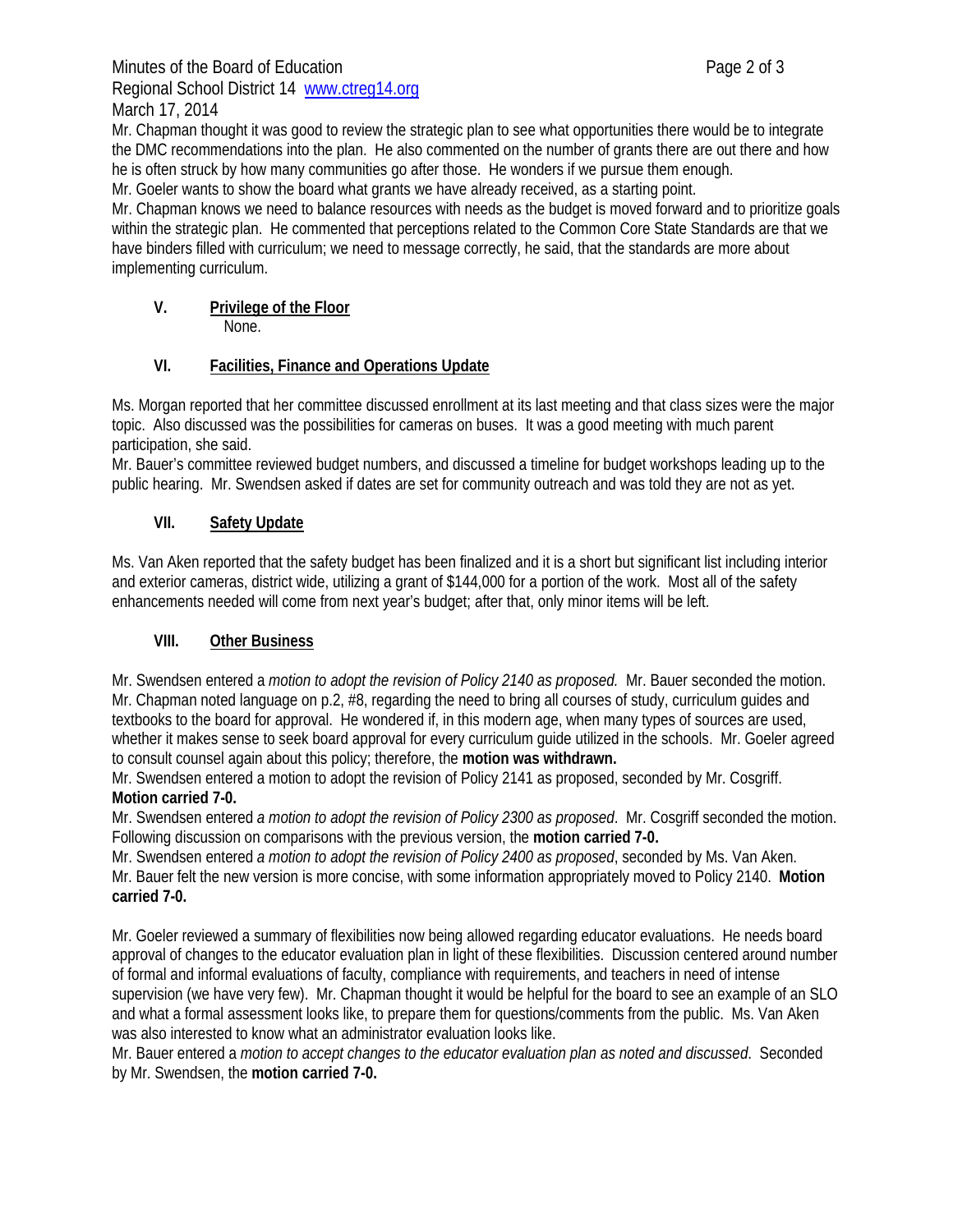Mr. Chapman thought it was good to review the strategic plan to see what opportunities there would be to integrate the DMC recommendations into the plan. He also commented on the number of grants there are out there and how he is often struck by how many communities go after those. He wonders if we pursue them enough.

Mr. Goeler wants to show the board what grants we have already received, as a starting point.

Mr. Chapman knows we need to balance resources with needs as the budget is moved forward and to prioritize goals within the strategic plan. He commented that perceptions related to the Common Core State Standards are that we have binders filled with curriculum; we need to message correctly, he said, that the standards are more about implementing curriculum.

## V. Privilege of the Floor

None.

## VI. Facilities, Finance and Operations Update

Ms. Morgan reported that her committee discussed enrollment at its last meeting and that class sizes were the major topic. Also discussed was the possibilities for cameras on buses. It was a good meeting with much parent participation, she said.

Mr. Bauer's committee reviewed budget numbers, and discussed a timeline for budget workshops leading up to the public hearing. Mr. Swendsen asked if dates are set for community outreach and was told they are not as yet.

## VII. Safety Update

Ms. Van Aken reported that the safety budget has been finalized and it is a short but significant list including interior and exterior cameras, district wide, utilizing a grant of $144,000 for a portion of the work. Most all of the safety enhancements needed will come from next year's budget; after that, only minor items will be left.

## VIII. Other Business

Mr. Swendsen entered a *motion to adopt the revision of Policy 2140 as proposed.* Mr. Bauer seconded the motion. Mr. Chapman noted language on p.2, #8, regarding the need to bring all courses of study, curriculum guides and textbooks to the board for approval. He wondered if, in this modern age, when many types of sources are used, whether it makes sense to seek board approval for every curriculum guide utilized in the schools. Mr. Goeler agreed to consult counsel again about this policy; therefore, the **motion was withdrawn.**

Mr. Swendsen entered a motion to adopt the revision of Policy 2141 as proposed, seconded by Mr. Cosgriff. **Motion carried 7-0.**

Mr. Swendsen entered *a motion to adopt the revision of Policy 2300 as proposed*. Mr. Cosgriff seconded the motion. Following discussion on comparisons with the previous version, the **motion carried 7-0.**

Mr. Swendsen entered *a motion to adopt the revision of Policy 2400 as proposed*, seconded by Ms. Van Aken. Mr. Bauer felt the new version is more concise, with some information appropriately moved to Policy 2140. **Motion carried 7-0.**

Mr. Goeler reviewed a summary of flexibilities now being allowed regarding educator evaluations. He needs board approval of changes to the educator evaluation plan in light of these flexibilities. Discussion centered around number of formal and informal evaluations of faculty, compliance with requirements, and teachers in need of intense supervision (we have very few). Mr. Chapman thought it would be helpful for the board to see an example of an SLO and what a formal assessment looks like, to prepare them for questions/comments from the public. Ms. Van Aken was also interested to know what an administrator evaluation looks like.

Mr. Bauer entered a *motion to accept changes to the educator evaluation plan as noted and discussed*. Seconded by Mr. Swendsen, the **motion carried 7-0.**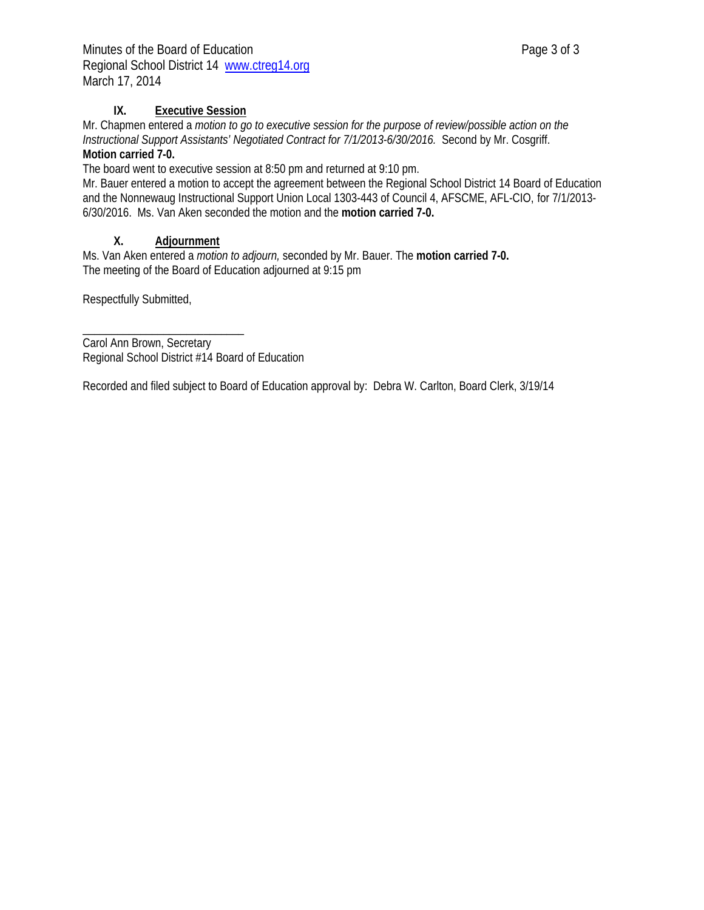## IX. Executive Session

Mr. Chapmen entered a *motion to go to executive session for the purpose of review/possible action on the Instructional Support Assistants' Negotiated Contract for 7/1/2013-6/30/2016.* Second by Mr. Cosgriff.
**Motion carried 7-0.**
The board went to executive session at 8:50 pm and returned at 9:10 pm.
Mr. Bauer entered a motion to accept the agreement between the Regional School District 14 Board of Education and the Nonnewaug Instructional Support Union Local 1303-443 of Council 4, AFSCME, AFL-CIO, for 7/1/2013-6/30/2016. Ms. Van Aken seconded the motion and the **motion carried 7-0.**

## X. Adjournment

Ms. Van Aken entered a *motion to adjourn,* seconded by Mr. Bauer. The **motion carried 7-0.**
The meeting of the Board of Education adjourned at 9:15 pm

Respectfully Submitted,

\_\_\_\_\_\_\_\_\_\_\_\_\_\_\_\_\_\_\_\_\_\_\_\_\_\_\_\_
Carol Ann Brown, Secretary
Regional School District #14 Board of Education

Recorded and filed subject to Board of Education approval by: Debra W. Carlton, Board Clerk, 3/19/14